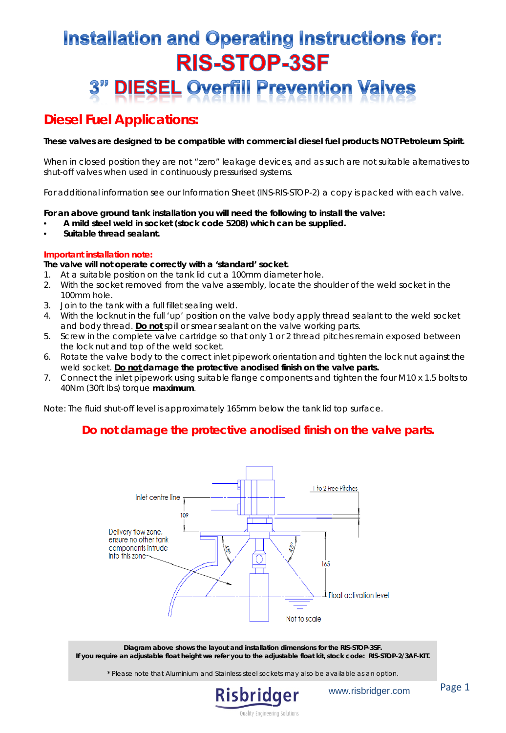# Installation and Operating Instructions for:

# RIS-STOP-3SF

# 3" DIESEL Overfill Prevention Valves

## Diesel Fuel Applications:

**These valves are designed to be compatible with commercial diesel fuel products NOT Petroleum Spirit.**

When in closed position they are not "zero" leakage devices, and as such are not suitable alternatives to shut-off valves when used in continuously pressurised systems.

For additional information see our Information Sheet (INS-RIS-STOP-2) a copy is packed with each valve.

**For an above ground tank installation you will need the following to install the valve:**

- **A mild steel weld in socket (stock code 5208) which can be supplied.**
- **Suitable thread sealant.**

**Important installation note:**

**The valve will not operate correctly with a 'standard' socket.**

1. At a suitable position on the tank lid cut a 100mm diameter hole.
2. With the socket removed from the valve assembly, locate the shoulder of the weld socket in the 100mm hole.
3. Join to the tank with a full fillet sealing weld.
4. With the locknut in the full 'up' position on the valve body apply thread sealant to the weld socket and body thread. **Do not** spill or smear sealant on the valve working parts.
5. Screw in the complete valve cartridge so that only 1 or 2 thread pitches remain exposed between the lock nut and top of the weld socket.
6. Rotate the valve body to the correct inlet pipework orientation and tighten the lock nut against the weld socket. **Do not damage the protective anodised finish on the valve parts.**
7. Connect the inlet pipework using suitable flange components and tighten the four M10 x 1.5 bolts to 40Nm (30ft lbs) torque **maximum**.

Note: The fluid shut-off level is approximately 165mm below the tank lid top surface.

**Do not damage the protective anodised finish on the valve parts.**

Inlet centre line

1 to 2 Free Pitches

109

Delivery flow zone, ensure no other tank components intrude into this zone

45°

45°

165

Float activation level

Not to scale

**Diagram above shows the layout and installation dimensions for the RIS-STOP-3SF.**
**If you require an adjustable float height we refer you to the adjustable float kit, stock code: RIS-STOP-2/3AF-KIT.**

* Please note that Aluminium and Stainless steel sockets may also be available as an option.

Risbridger
Quality Engineering Solutions

www.risbridger.com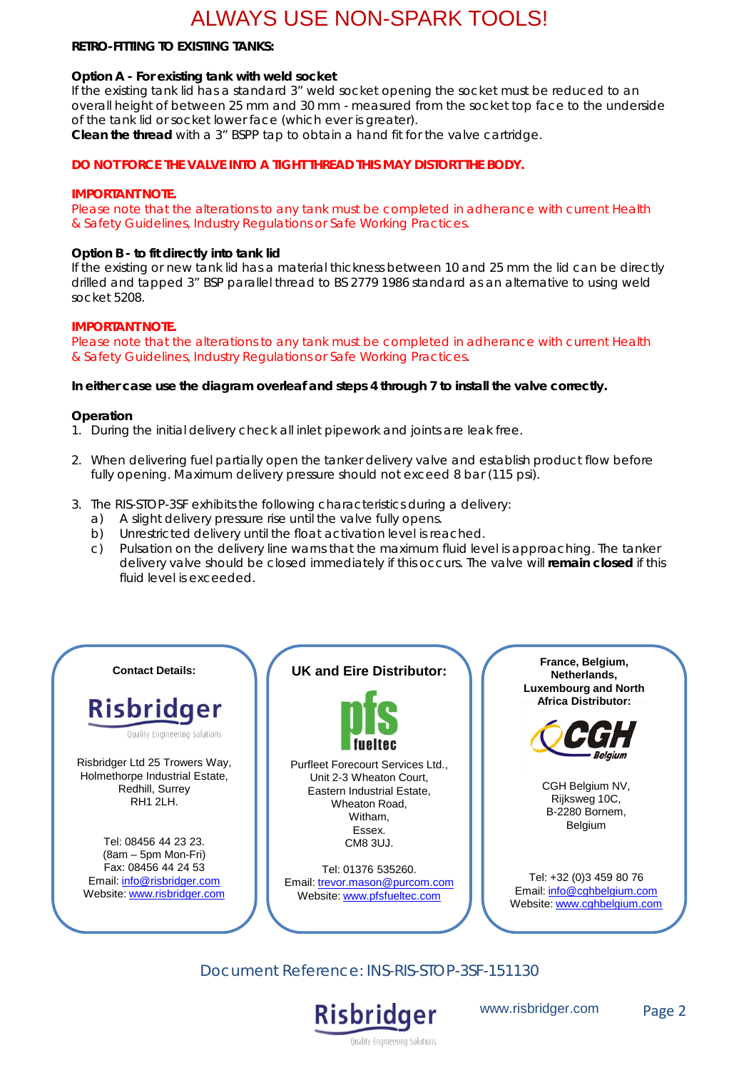# ALWAYS USE NON-SPARK TOOLS!

**RETRO-FITTING TO EXISTING TANKS:**

**Option A - For existing tank with weld socket**
If the existing tank lid has a standard 3" weld socket opening the socket must be reduced to an overall height of between 25 mm and 30 mm - measured from the socket top face to the underside of the tank lid or socket lower face (which ever is greater).
**Clean the thread** with a 3" BSPP tap to obtain a hand fit for the valve cartridge.

**DO NOT FORCE THE VALVE INTO A TIGHT THREAD THIS MAY DISTORT THE BODY.**

**IMPORTANT NOTE.**
Please note that the alterations to any tank must be completed in adherance with current Health & Safety Guidelines, Industry Regulations or Safe Working Practices.

**Option B - to fit directly into tank lid**
If the existing or new tank lid has a material thickness between 10 and 25 mm the lid can be directly drilled and tapped 3" BSP parallel thread to BS 2779 1986 standard as an alternative to using weld socket 5208.

**IMPORTANT NOTE.**
Please note that the alterations to any tank must be completed in adherance with current Health & Safety Guidelines, Industry Regulations or Safe Working Practices.

**In either case use the diagram overleaf and steps 4 through 7 to install the valve correctly.**

**Operation**

1. During the initial delivery check all inlet pipework and joints are leak free.
2. When delivering fuel partially open the tanker delivery valve and establish product flow before fully opening. Maximum delivery pressure should not exceed 8 bar (115 psi).
3. The RIS-STOP-3SF exhibits the following characteristics during a delivery:
   a) A slight delivery pressure rise until the valve fully opens.
   b) Unrestricted delivery until the float activation level is reached.
   c) Pulsation on the delivery line warns that the maximum fluid level is approaching. The tanker delivery valve should be closed immediately if this occurs. The valve will **remain closed** if this fluid level is exceeded.

**Contact Details:**

Risbridger
Quality Engineering Solutions

Risbridger Ltd 25 Towers Way,
Holmethorpe Industrial Estate,
Redhill, Surrey
RH1 2LH.

Tel: 08456 44 23 23.
(8am – 5pm Mon-Fri)
Fax: 08456 44 24 53
Email: info@risbridger.com
Website: www.risbridger.com

**UK and Eire Distributor:**

pfs fueltec

Purfleet Forecourt Services Ltd.,
Unit 2-3 Wheaton Court,
Eastern Industrial Estate,
Wheaton Road,
Witham,
Essex.
CM8 3UJ.

Tel: 01376 535260.
Email: trevor.mason@purcom.com
Website: www.pfsfueltec.com

**France, Belgium, Netherlands, Luxembourg and North Africa Distributor:**

CGH Belgium

CGH Belgium NV,
Rijksweg 10C,
B-2280 Bornem,
Belgium

Tel: +32 (0)3 459 80 76
Email: info@cghbelgium.com
Website: www.cghbelgium.com

Document Reference: INS-RIS-STOP-3SF-151130